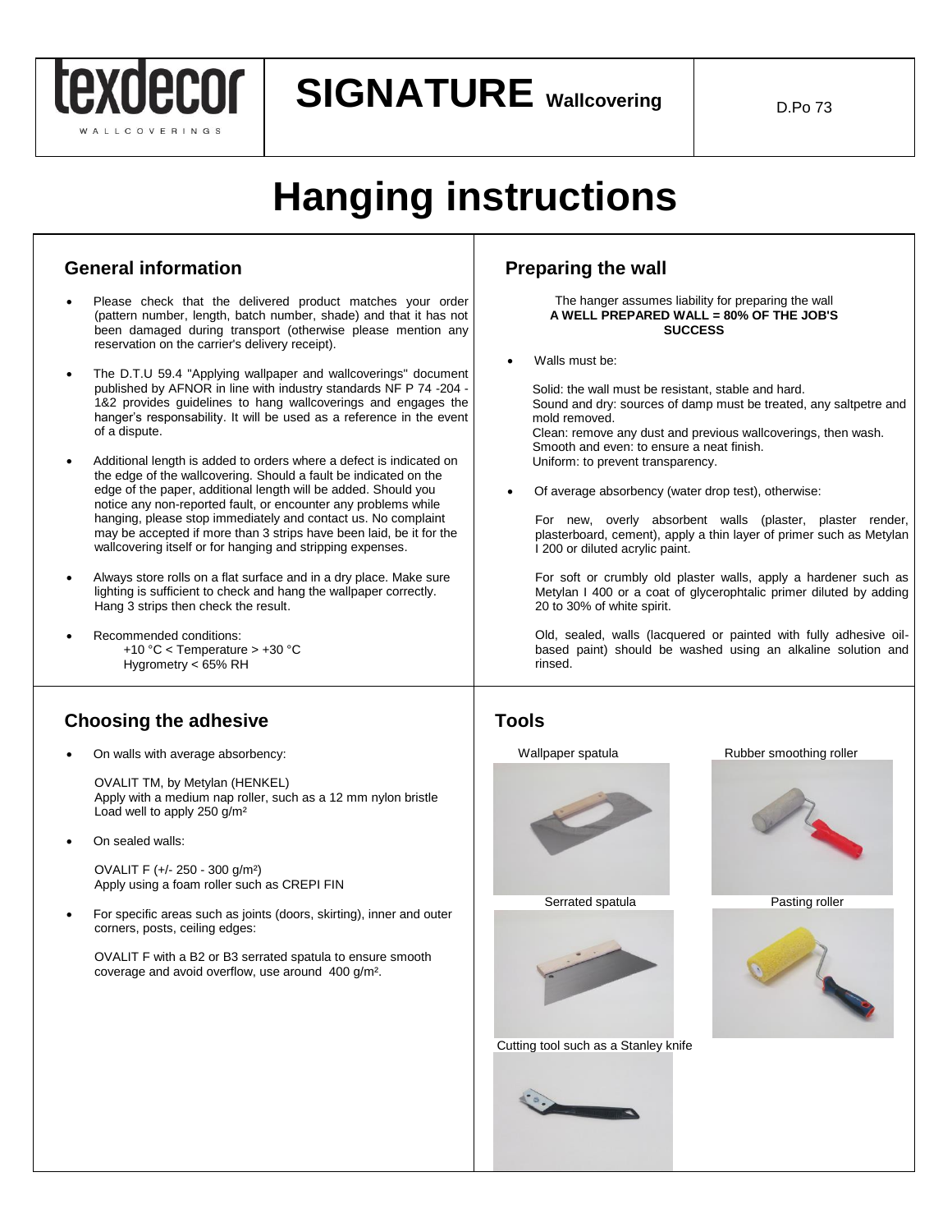texdecor WALLCOVERINGS

# SIGNATURE Wallcovering

D.Po 73

# Hanging instructions

## General information

- Please check that the delivered product matches your order (pattern number, length, batch number, shade) and that it has not been damaged during transport (otherwise please mention any reservation on the carrier's delivery receipt).
- The D.T.U 59.4 "Applying wallpaper and wallcoverings" document published by AFNOR in line with industry standards NF P 74 -204 - 1&2 provides guidelines to hang wallcoverings and engages the hanger's responsability. It will be used as a reference in the event of a dispute.
- Additional length is added to orders where a defect is indicated on the edge of the wallcovering. Should a fault be indicated on the edge of the paper, additional length will be added. Should you notice any non-reported fault, or encounter any problems while hanging, please stop immediately and contact us. No complaint may be accepted if more than 3 strips have been laid, be it for the wallcovering itself or for hanging and stripping expenses.
- Always store rolls on a flat surface and in a dry place. Make sure lighting is sufficient to check and hang the wallpaper correctly. Hang 3 strips then check the result.
- Recommended conditions:
  +10 °C < Temperature > +30 °C
  Hygrometry < 65% RH

## Preparing the wall

The hanger assumes liability for preparing the wall
**A WELL PREPARED WALL = 80% OF THE JOB'S SUCCESS**

- Walls must be:

  Solid: the wall must be resistant, stable and hard.
  Sound and dry: sources of damp must be treated, any saltpetre and mold removed.
  Clean: remove any dust and previous wallcoverings, then wash.
  Smooth and even: to ensure a neat finish.
  Uniform: to prevent transparency.

- Of average absorbency (water drop test), otherwise:

  For new, overly absorbent walls (plaster, plaster render, plasterboard, cement), apply a thin layer of primer such as Metylan I 200 or diluted acrylic paint.

  For soft or crumbly old plaster walls, apply a hardener such as Metylan I 400 or a coat of glycerophtalic primer diluted by adding 20 to 30% of white spirit.

  Old, sealed, walls (lacquered or painted with fully adhesive oil-based paint) should be washed using an alkaline solution and rinsed.

## Choosing the adhesive

- On walls with average absorbency:

  OVALIT TM, by Metylan (HENKEL)
  Apply with a medium nap roller, such as a 12 mm nylon bristle
  Load well to apply 250 g/m²

- On sealed walls:

  OVALIT F (+/- 250 - 300 g/m²)
  Apply using a foam roller such as CREPI FIN

- For specific areas such as joints (doors, skirting), inner and outer corners, posts, ceiling edges:

  OVALIT F with a B2 or B3 serrated spatula to ensure smooth coverage and avoid overflow, use around 400 g/m².

## Tools

Wallpaper spatula

Rubber smoothing roller

Serrated spatula

Pasting roller

Cutting tool such as a Stanley knife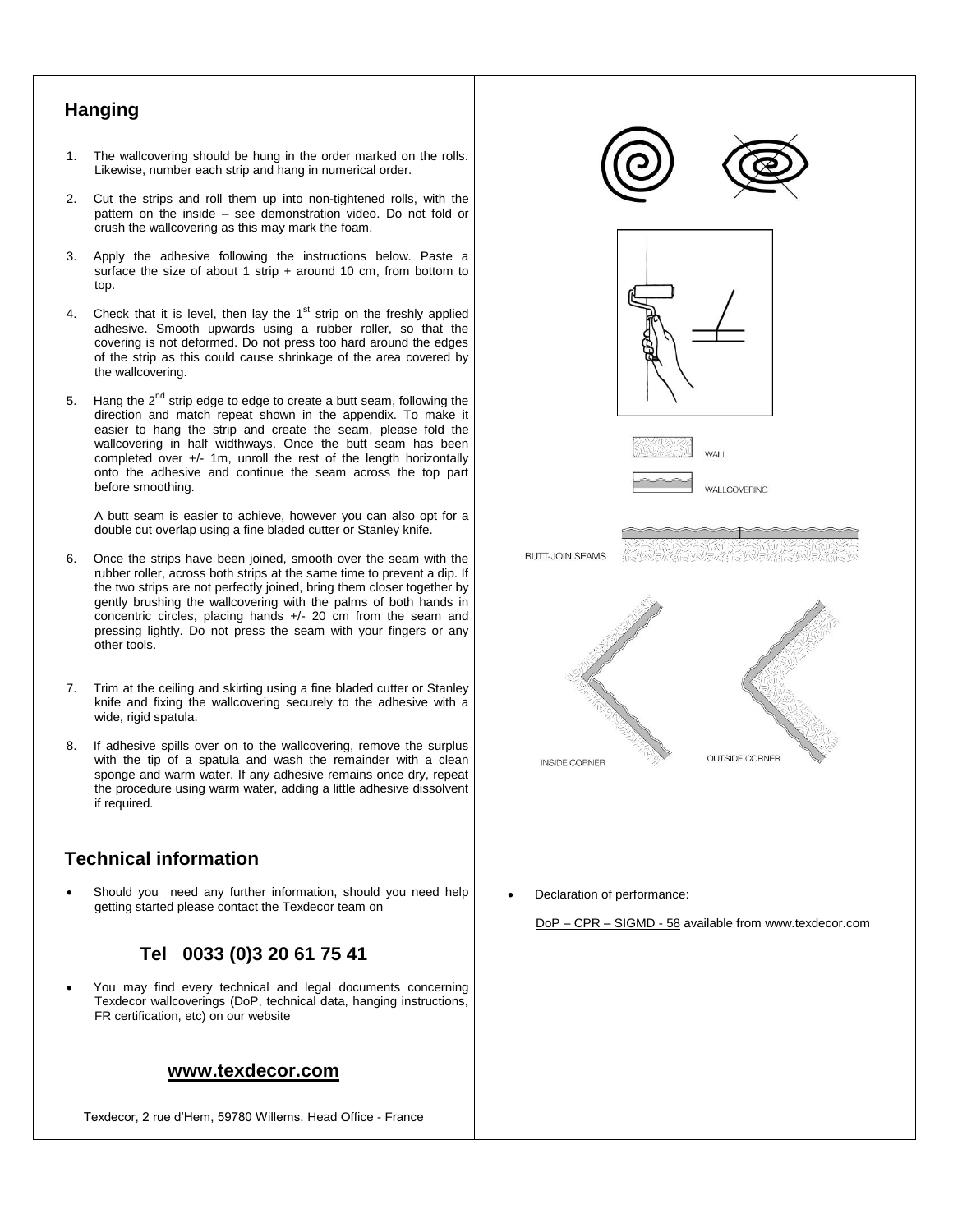## Hanging

1. The wallcovering should be hung in the order marked on the rolls. Likewise, number each strip and hang in numerical order.

2. Cut the strips and roll them up into non-tightened rolls, with the pattern on the inside – see demonstration video. Do not fold or crush the wallcovering as this may mark the foam.

3. Apply the adhesive following the instructions below. Paste a surface the size of about 1 strip + around 10 cm, from bottom to top.

4. Check that it is level, then lay the 1st strip on the freshly applied adhesive. Smooth upwards using a rubber roller, so that the covering is not deformed. Do not press too hard around the edges of the strip as this could cause shrinkage of the area covered by the wallcovering.

5. Hang the 2nd strip edge to edge to create a butt seam, following the direction and match repeat shown in the appendix. To make it easier to hang the strip and create the seam, please fold the wallcovering in half widthways. Once the butt seam has been completed over +/- 1m, unroll the rest of the length horizontally onto the adhesive and continue the seam across the top part before smoothing.

   A butt seam is easier to achieve, however you can also opt for a double cut overlap using a fine bladed cutter or Stanley knife.

6. Once the strips have been joined, smooth over the seam with the rubber roller, across both strips at the same time to prevent a dip. If the two strips are not perfectly joined, bring them closer together by gently brushing the wallcovering with the palms of both hands in concentric circles, placing hands +/- 20 cm from the seam and pressing lightly. Do not press the seam with your fingers or any other tools.

7. Trim at the ceiling and skirting using a fine bladed cutter or Stanley knife and fixing the wallcovering securely to the adhesive with a wide, rigid spatula.

8. If adhesive spills over on to the wallcovering, remove the surplus with the tip of a spatula and wash the remainder with a clean sponge and warm water. If any adhesive remains once dry, repeat the procedure using warm water, adding a little adhesive dissolvent if required.

WALL

WALLCOVERING

BUTT-JOIN SEAMS

INSIDE CORNER

OUTSIDE CORNER

## Technical information

- Should you need any further information, should you need help getting started please contact the Texdecor team on

**Tel 0033 (0)3 20 61 75 41**

- You may find every technical and legal documents concerning Texdecor wallcoverings (DoP, technical data, hanging instructions, FR certification, etc) on our website

**www.texdecor.com**

Texdecor, 2 rue d'Hem, 59780 Willems. Head Office - France

- Declaration of performance:

  DoP – CPR – SIGMD - 58 available from www.texdecor.com